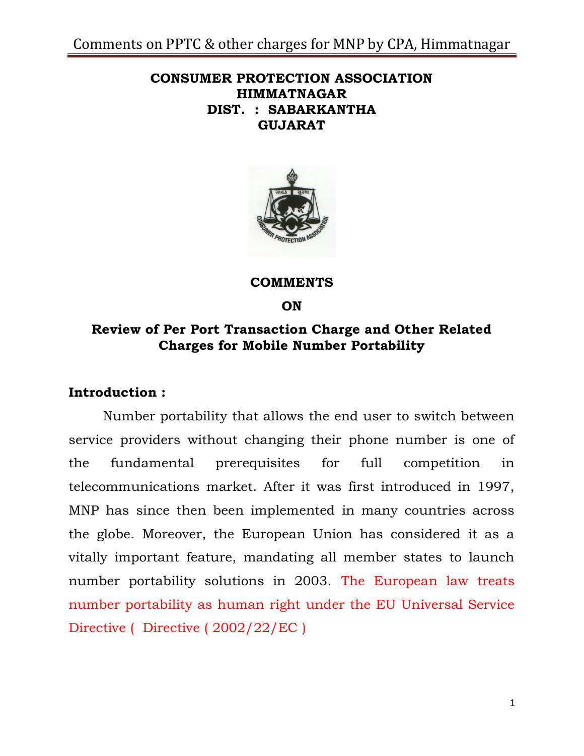**CONSUMER PROTECTION ASSOCIATION**
**HIMMATNAGAR**
**DIST. : SABARKANTHA**
**GUJARAT**

**COMMENTS**

**ON**

## Review of Per Port Transaction Charge and Other Related Charges for Mobile Number Portability

### Introduction :

Number portability that allows the end user to switch between service providers without changing their phone number is one of the fundamental prerequisites for full competition in telecommunications market. After it was first introduced in 1997, MNP has since then been implemented in many countries across the globe. Moreover, the European Union has considered it as a vitally important feature, mandating all member states to launch number portability solutions in 2003. The European law treats number portability as human right under the EU Universal Service Directive ( Directive ( 2002/22/EC )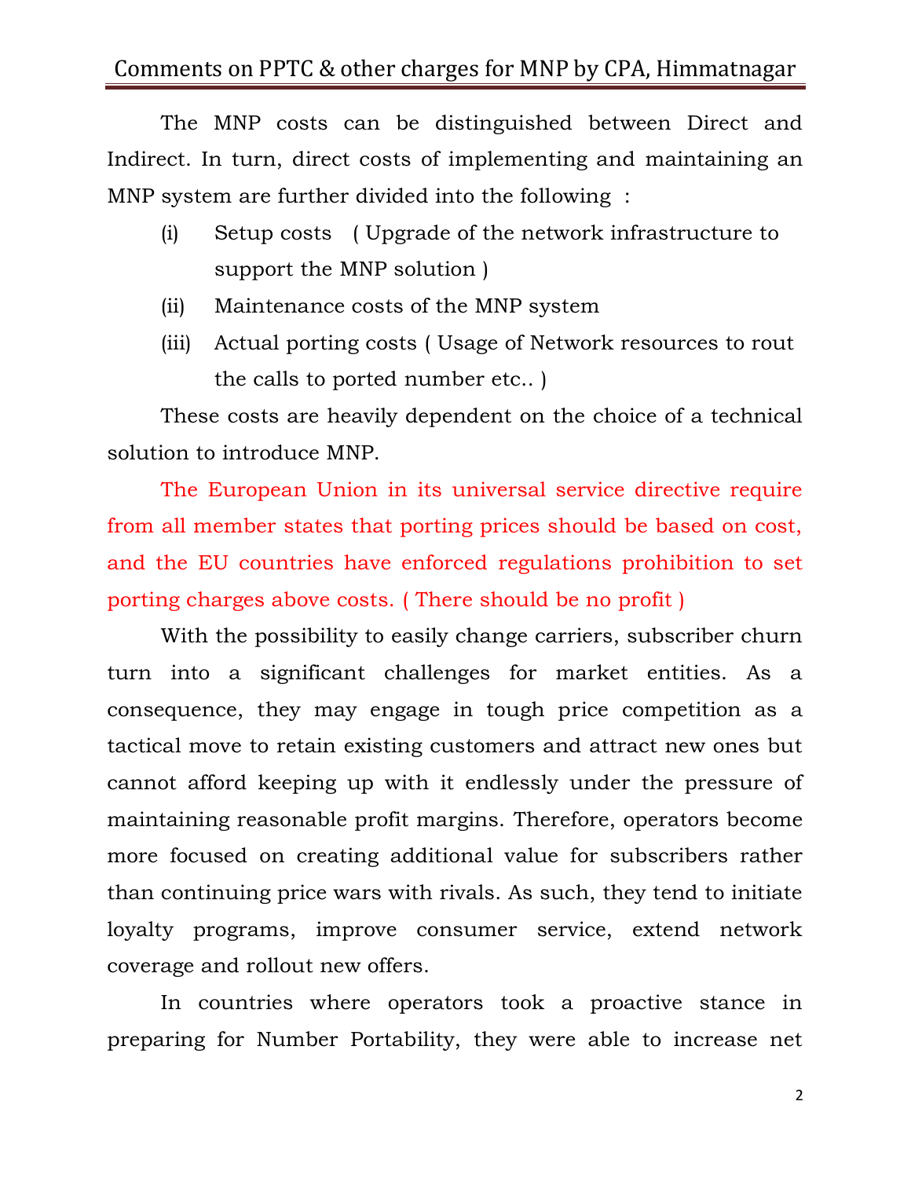The MNP costs can be distinguished between Direct and Indirect. In turn, direct costs of implementing and maintaining an MNP system are further divided into the following :

(i) Setup costs ( Upgrade of the network infrastructure to support the MNP solution )

(ii) Maintenance costs of the MNP system

(iii) Actual porting costs ( Usage of Network resources to rout the calls to ported number etc.. )

These costs are heavily dependent on the choice of a technical solution to introduce MNP.

The European Union in its universal service directive require from all member states that porting prices should be based on cost, and the EU countries have enforced regulations prohibition to set porting charges above costs. ( There should be no profit )

With the possibility to easily change carriers, subscriber churn turn into a significant challenges for market entities. As a consequence, they may engage in tough price competition as a tactical move to retain existing customers and attract new ones but cannot afford keeping up with it endlessly under the pressure of maintaining reasonable profit margins. Therefore, operators become more focused on creating additional value for subscribers rather than continuing price wars with rivals. As such, they tend to initiate loyalty programs, improve consumer service, extend network coverage and rollout new offers.

In countries where operators took a proactive stance in preparing for Number Portability, they were able to increase net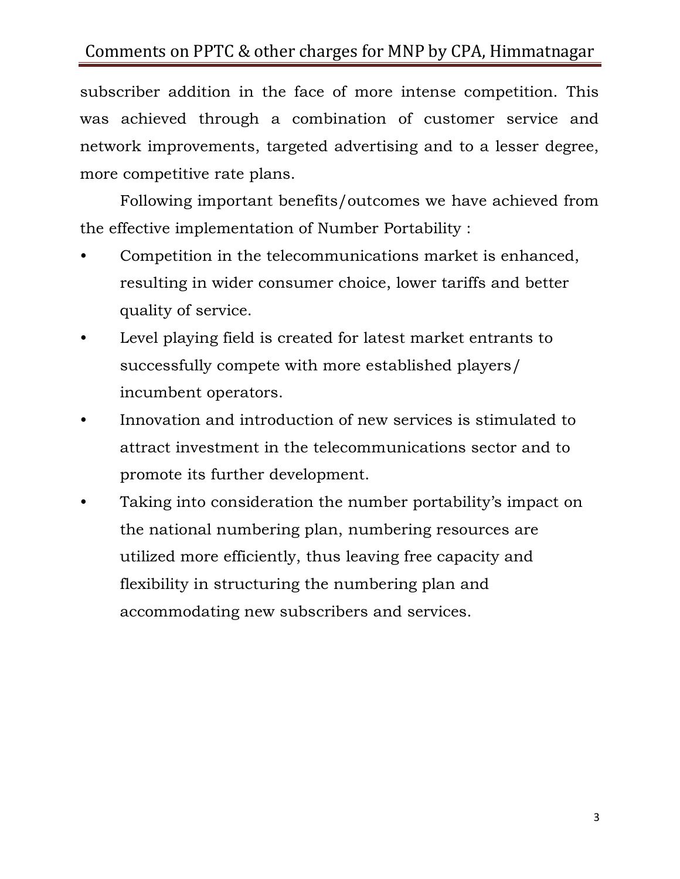subscriber addition in the face of more intense competition. This was achieved through a combination of customer service and network improvements, targeted advertising and to a lesser degree, more competitive rate plans.

Following important benefits/outcomes we have achieved from the effective implementation of Number Portability :

- Competition in the telecommunications market is enhanced, resulting in wider consumer choice, lower tariffs and better quality of service.
- Level playing field is created for latest market entrants to successfully compete with more established players/ incumbent operators.
- Innovation and introduction of new services is stimulated to attract investment in the telecommunications sector and to promote its further development.
- Taking into consideration the number portability's impact on the national numbering plan, numbering resources are utilized more efficiently, thus leaving free capacity and flexibility in structuring the numbering plan and accommodating new subscribers and services.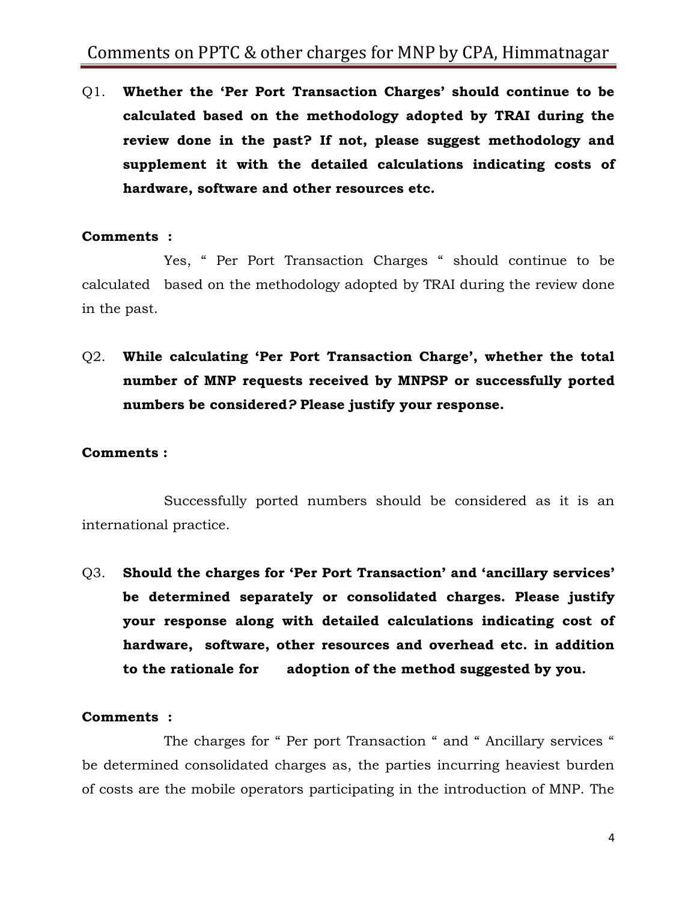Q1. **Whether the 'Per Port Transaction Charges' should continue to be calculated based on the methodology adopted by TRAI during the review done in the past? If not, please suggest methodology and supplement it with the detailed calculations indicating costs of hardware, software and other resources etc.**

**Comments :**

Yes, " Per Port Transaction Charges " should continue to be calculated based on the methodology adopted by TRAI during the review done in the past.

Q2. **While calculating 'Per Port Transaction Charge', whether the total number of MNP requests received by MNPSP or successfully ported numbers be considered? Please justify your response.**

**Comments :**

Successfully ported numbers should be considered as it is an international practice.

Q3. **Should the charges for 'Per Port Transaction' and 'ancillary services' be determined separately or consolidated charges. Please justify your response along with detailed calculations indicating cost of hardware, software, other resources and overhead etc. in addition to the rationale for adoption of the method suggested by you.**

**Comments :**

The charges for " Per port Transaction " and " Ancillary services " be determined consolidated charges as, the parties incurring heaviest burden of costs are the mobile operators participating in the introduction of MNP. The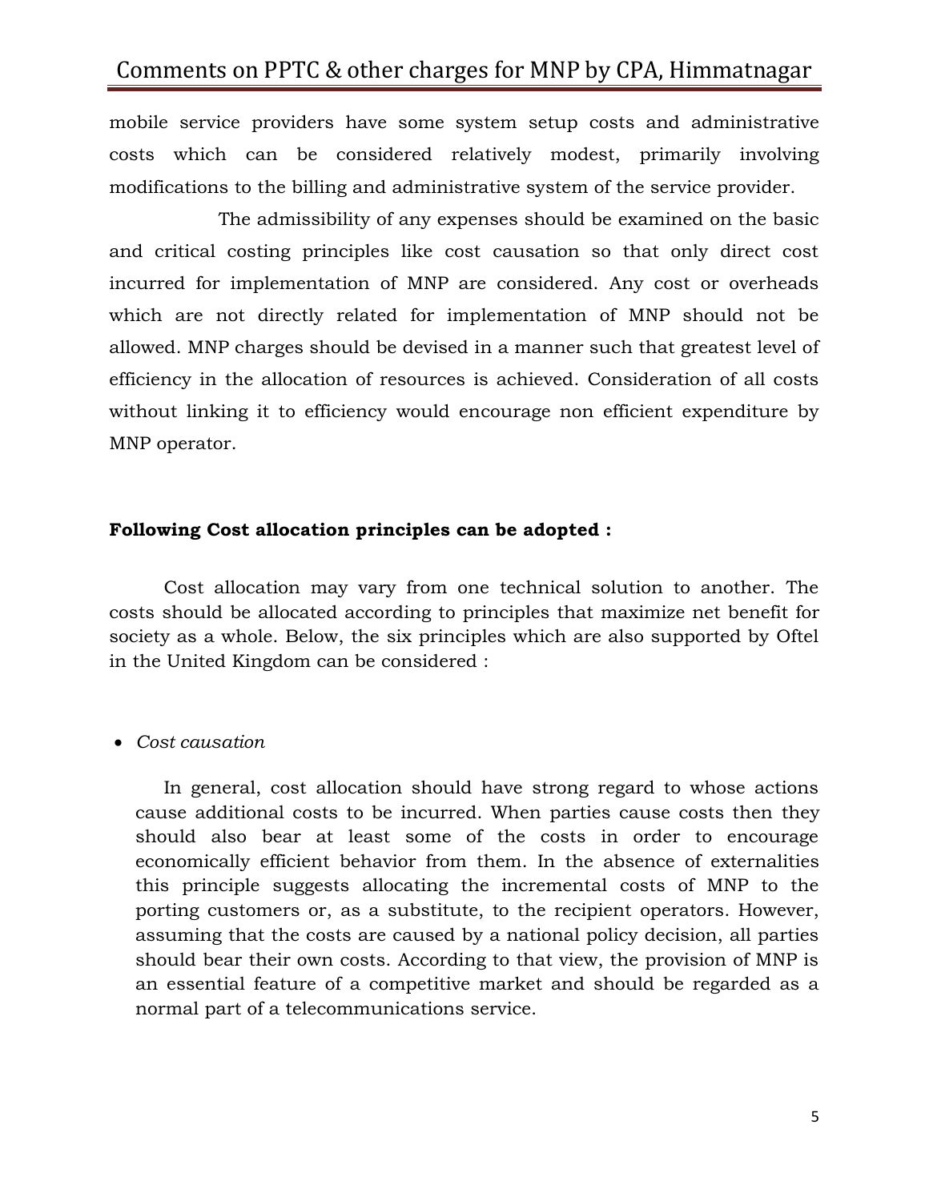mobile service providers have some system setup costs and administrative costs which can be considered relatively modest, primarily involving modifications to the billing and administrative system of the service provider.

The admissibility of any expenses should be examined on the basic and critical costing principles like cost causation so that only direct cost incurred for implementation of MNP are considered. Any cost or overheads which are not directly related for implementation of MNP should not be allowed. MNP charges should be devised in a manner such that greatest level of efficiency in the allocation of resources is achieved. Consideration of all costs without linking it to efficiency would encourage non efficient expenditure by MNP operator.

**Following Cost allocation principles can be adopted :**

Cost allocation may vary from one technical solution to another. The costs should be allocated according to principles that maximize net benefit for society as a whole. Below, the six principles which are also supported by Oftel in the United Kingdom can be considered :

- *Cost causation*

  In general, cost allocation should have strong regard to whose actions cause additional costs to be incurred. When parties cause costs then they should also bear at least some of the costs in order to encourage economically efficient behavior from them. In the absence of externalities this principle suggests allocating the incremental costs of MNP to the porting customers or, as a substitute, to the recipient operators. However, assuming that the costs are caused by a national policy decision, all parties should bear their own costs. According to that view, the provision of MNP is an essential feature of a competitive market and should be regarded as a normal part of a telecommunications service.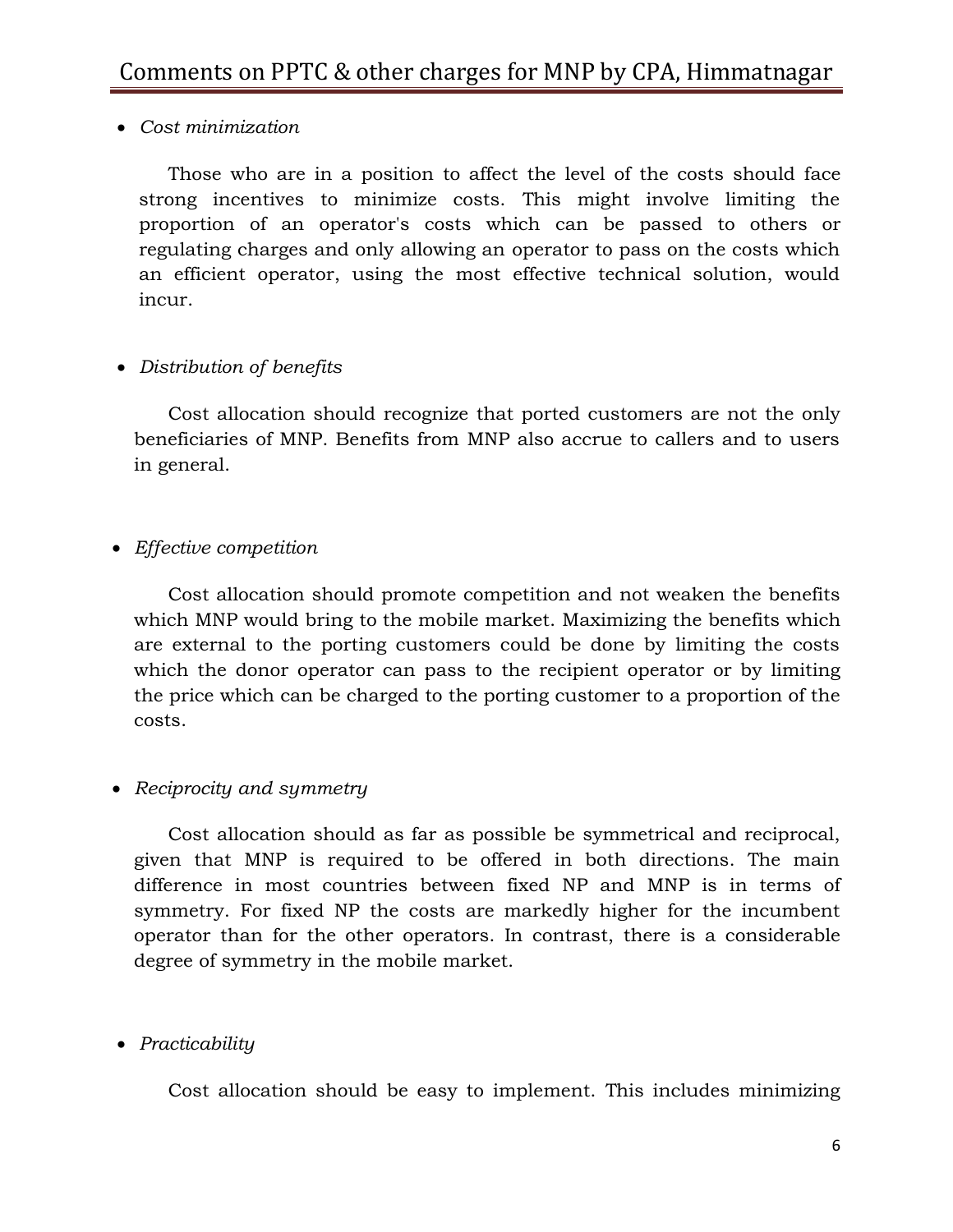- *Cost minimization*

  Those who are in a position to affect the level of the costs should face strong incentives to minimize costs. This might involve limiting the proportion of an operator's costs which can be passed to others or regulating charges and only allowing an operator to pass on the costs which an efficient operator, using the most effective technical solution, would incur.

- *Distribution of benefits*

  Cost allocation should recognize that ported customers are not the only beneficiaries of MNP. Benefits from MNP also accrue to callers and to users in general.

- *Effective competition*

  Cost allocation should promote competition and not weaken the benefits which MNP would bring to the mobile market. Maximizing the benefits which are external to the porting customers could be done by limiting the costs which the donor operator can pass to the recipient operator or by limiting the price which can be charged to the porting customer to a proportion of the costs.

- *Reciprocity and symmetry*

  Cost allocation should as far as possible be symmetrical and reciprocal, given that MNP is required to be offered in both directions. The main difference in most countries between fixed NP and MNP is in terms of symmetry. For fixed NP the costs are markedly higher for the incumbent operator than for the other operators. In contrast, there is a considerable degree of symmetry in the mobile market.

- *Practicability*

  Cost allocation should be easy to implement. This includes minimizing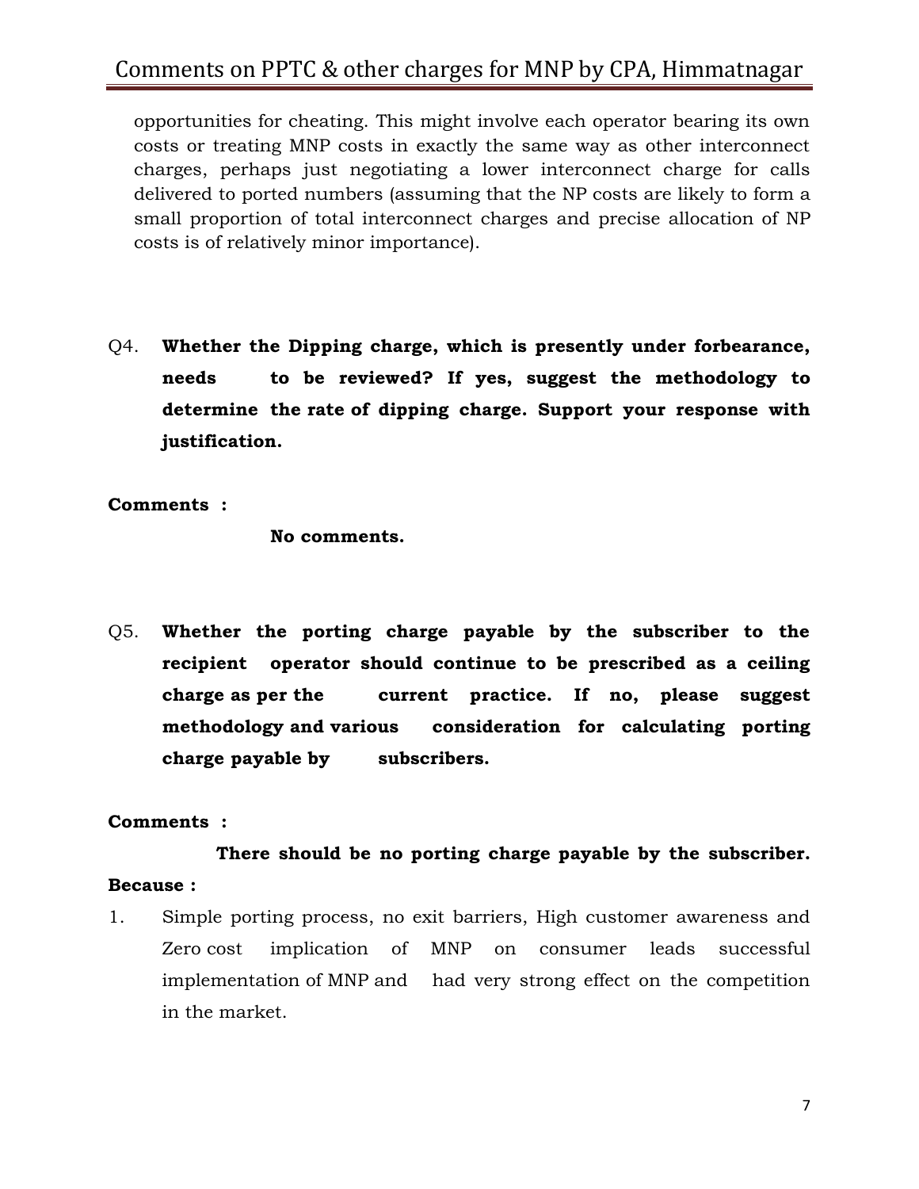opportunities for cheating. This might involve each operator bearing its own costs or treating MNP costs in exactly the same way as other interconnect charges, perhaps just negotiating a lower interconnect charge for calls delivered to ported numbers (assuming that the NP costs are likely to form a small proportion of total interconnect charges and precise allocation of NP costs is of relatively minor importance).

Q4. **Whether the Dipping charge, which is presently under forbearance, needs to be reviewed? If yes, suggest the methodology to determine the rate of dipping charge. Support your response with justification.**

**Comments :**

**No comments.**

Q5. **Whether the porting charge payable by the subscriber to the recipient operator should continue to be prescribed as a ceiling charge as per the current practice. If no, please suggest methodology and various consideration for calculating porting charge payable by subscribers.**

**Comments :**

**There should be no porting charge payable by the subscriber.**

**Because :**

1. Simple porting process, no exit barriers, High customer awareness and Zero cost implication of MNP on consumer leads successful implementation of MNP and had very strong effect on the competition in the market.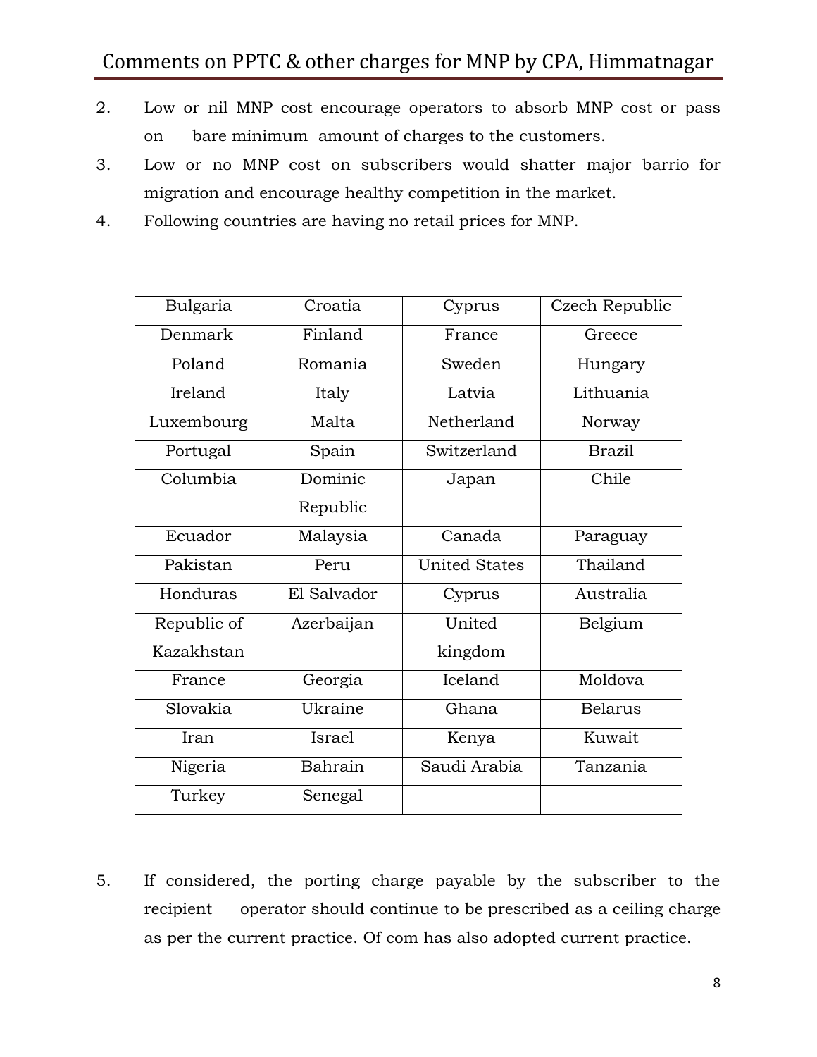2. Low or nil MNP cost encourage operators to absorb MNP cost or pass on bare minimum amount of charges to the customers.
3. Low or no MNP cost on subscribers would shatter major barrio for migration and encourage healthy competition in the market.
4. Following countries are having no retail prices for MNP.

| Bulgaria | Croatia | Cyprus | Czech Republic |
|---|---|---|---|
| Denmark | Finland | France | Greece |
| Poland | Romania | Sweden | Hungary |
| Ireland | Italy | Latvia | Lithuania |
| Luxembourg | Malta | Netherland | Norway |
| Portugal | Spain | Switzerland | Brazil |
| Columbia | Dominic Republic | Japan | Chile |
| Ecuador | Malaysia | Canada | Paraguay |
| Pakistan | Peru | United States | Thailand |
| Honduras | El Salvador | Cyprus | Australia |
| Republic of Kazakhstan | Azerbaijan | United kingdom | Belgium |
| France | Georgia | Iceland | Moldova |
| Slovakia | Ukraine | Ghana | Belarus |
| Iran | Israel | Kenya | Kuwait |
| Nigeria | Bahrain | Saudi Arabia | Tanzania |
| Turkey | Senegal | | |

5. If considered, the porting charge payable by the subscriber to the recipient operator should continue to be prescribed as a ceiling charge as per the current practice. Of com has also adopted current practice.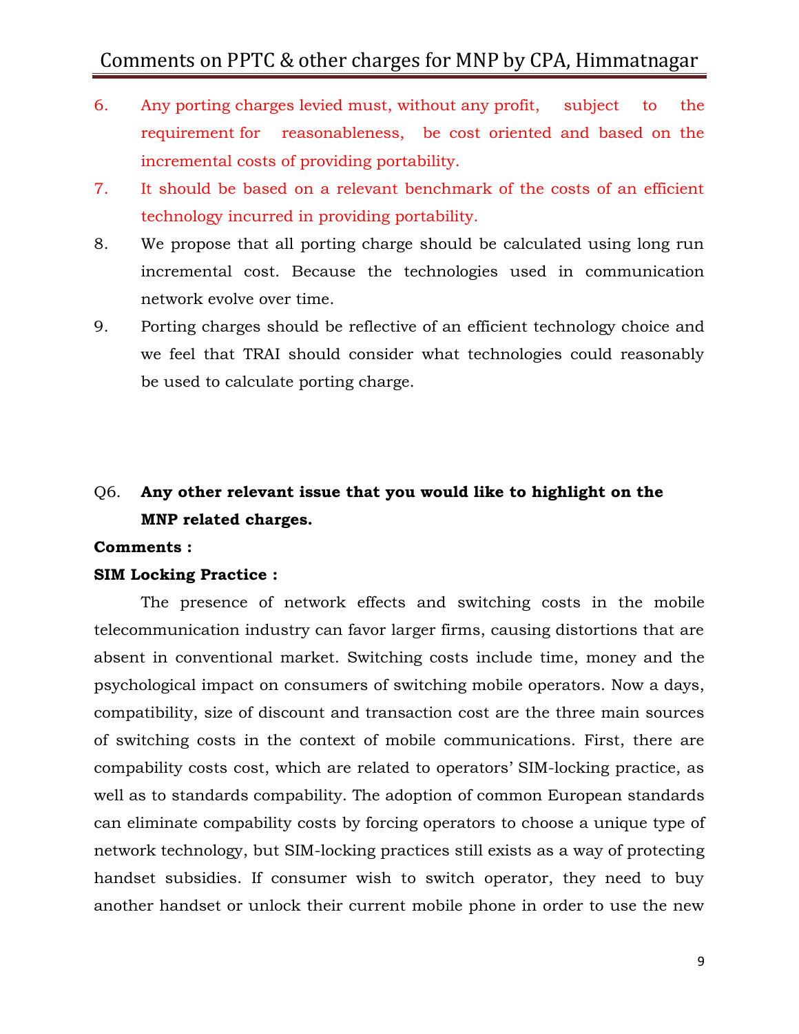6. Any porting charges levied must, without any profit, subject to the requirement for reasonableness, be cost oriented and based on the incremental costs of providing portability.
7. It should be based on a relevant benchmark of the costs of an efficient technology incurred in providing portability.
8. We propose that all porting charge should be calculated using long run incremental cost. Because the technologies used in communication network evolve over time.
9. Porting charges should be reflective of an efficient technology choice and we feel that TRAI should consider what technologies could reasonably be used to calculate porting charge.

Q6. **Any other relevant issue that you would like to highlight on the MNP related charges.**

**Comments :**

**SIM Locking Practice :**

The presence of network effects and switching costs in the mobile telecommunication industry can favor larger firms, causing distortions that are absent in conventional market. Switching costs include time, money and the psychological impact on consumers of switching mobile operators. Now a days, compatibility, size of discount and transaction cost are the three main sources of switching costs in the context of mobile communications. First, there are compability costs cost, which are related to operators' SIM-locking practice, as well as to standards compability. The adoption of common European standards can eliminate compability costs by forcing operators to choose a unique type of network technology, but SIM-locking practices still exists as a way of protecting handset subsidies. If consumer wish to switch operator, they need to buy another handset or unlock their current mobile phone in order to use the new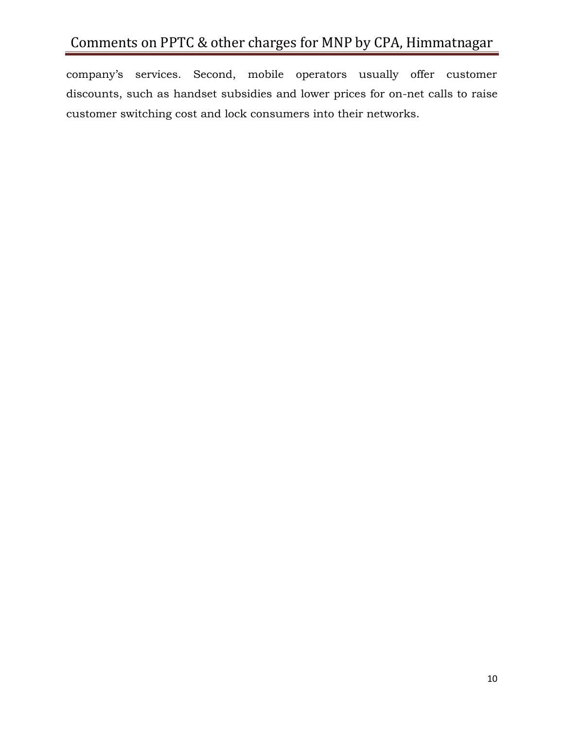company’s services. Second, mobile operators usually offer customer discounts, such as handset subsidies and lower prices for on-net calls to raise customer switching cost and lock consumers into their networks.